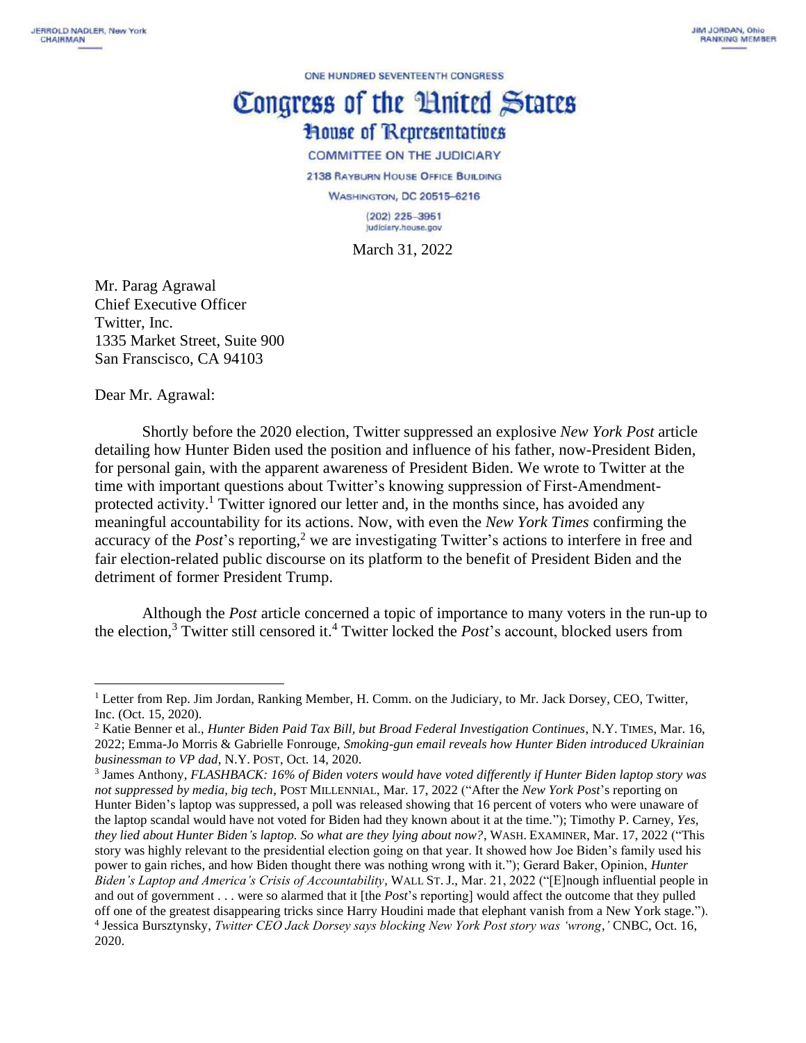JERROLD NADLER, New York
CHAIRMAN

JIM JORDAN, Ohio
RANKING MEMBER

ONE HUNDRED SEVENTEENTH CONGRESS

# Congress of the United States

## House of Representatives

COMMITTEE ON THE JUDICIARY

2138 RAYBURN HOUSE OFFICE BUILDING

WASHINGTON, DC 20515–6216

(202) 225–3951
judiciary.house.gov

March 31, 2022

Mr. Parag Agrawal
Chief Executive Officer
Twitter, Inc.
1335 Market Street, Suite 900
San Franscisco, CA 94103

Dear Mr. Agrawal:

Shortly before the 2020 election, Twitter suppressed an explosive *New York Post* article detailing how Hunter Biden used the position and influence of his father, now-President Biden, for personal gain, with the apparent awareness of President Biden. We wrote to Twitter at the time with important questions about Twitter's knowing suppression of First-Amendment-protected activity.[1] Twitter ignored our letter and, in the months since, has avoided any meaningful accountability for its actions. Now, with even the *New York Times* confirming the accuracy of the *Post*'s reporting,[2] we are investigating Twitter's actions to interfere in free and fair election-related public discourse on its platform to the benefit of President Biden and the detriment of former President Trump.

Although the *Post* article concerned a topic of importance to many voters in the run-up to the election,[3] Twitter still censored it.[4] Twitter locked the *Post*'s account, blocked users from

---

[1] Letter from Rep. Jim Jordan, Ranking Member, H. Comm. on the Judiciary, to Mr. Jack Dorsey, CEO, Twitter, Inc. (Oct. 15, 2020).

[2] Katie Benner et al., *Hunter Biden Paid Tax Bill, but Broad Federal Investigation Continues*, N.Y. TIMES, Mar. 16, 2022; Emma-Jo Morris & Gabrielle Fonrouge, *Smoking-gun email reveals how Hunter Biden introduced Ukrainian businessman to VP dad*, N.Y. POST, Oct. 14, 2020.

[3] James Anthony, *FLASHBACK: 16% of Biden voters would have voted differently if Hunter Biden laptop story was not suppressed by media, big tech*, POST MILLENNIAL, Mar. 17, 2022 ("After the *New York Post*'s reporting on Hunter Biden's laptop was suppressed, a poll was released showing that 16 percent of voters who were unaware of the laptop scandal would have not voted for Biden had they known about it at the time."); Timothy P. Carney, *Yes, they lied about Hunter Biden's laptop. So what are they lying about now?*, WASH. EXAMINER, Mar. 17, 2022 ("This story was highly relevant to the presidential election going on that year. It showed how Joe Biden's family used his power to gain riches, and how Biden thought there was nothing wrong with it."); Gerard Baker, Opinion, *Hunter Biden's Laptop and America's Crisis of Accountability*, WALL ST. J., Mar. 21, 2022 ("[E]nough influential people in and out of government . . . were so alarmed that it [the *Post*'s reporting] would affect the outcome that they pulled off one of the greatest disappearing tricks since Harry Houdini made that elephant vanish from a New York stage.").

[4] Jessica Bursztynsky, *Twitter CEO Jack Dorsey says blocking New York Post story was 'wrong,'* CNBC, Oct. 16, 2020.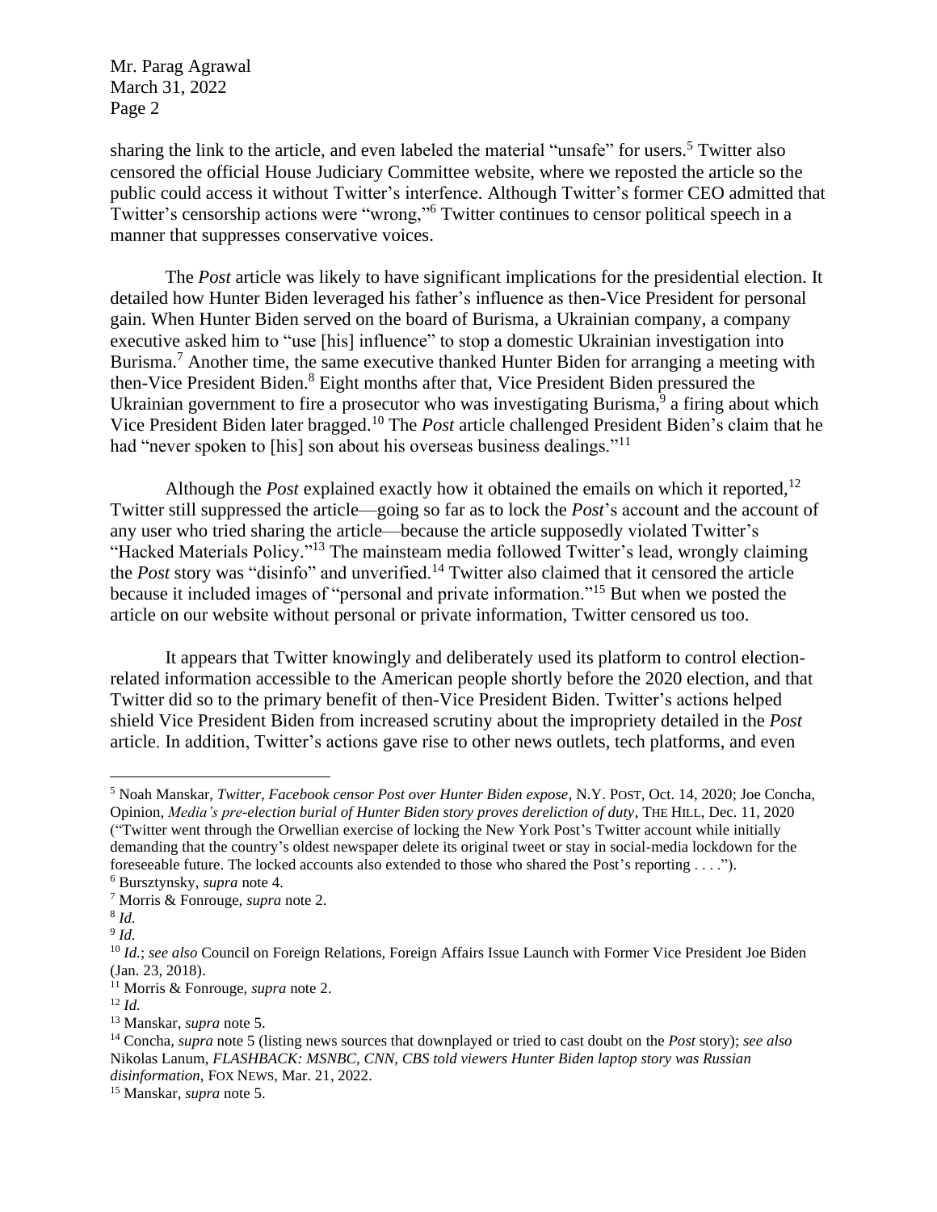sharing the link to the article, and even labeled the material "unsafe" for users.[5] Twitter also censored the official House Judiciary Committee website, where we reposted the article so the public could access it without Twitter's interfence. Although Twitter's former CEO admitted that Twitter's censorship actions were "wrong,"[6] Twitter continues to censor political speech in a manner that suppresses conservative voices.

The *Post* article was likely to have significant implications for the presidential election. It detailed how Hunter Biden leveraged his father's influence as then-Vice President for personal gain. When Hunter Biden served on the board of Burisma, a Ukrainian company, a company executive asked him to "use [his] influence" to stop a domestic Ukrainian investigation into Burisma.[7] Another time, the same executive thanked Hunter Biden for arranging a meeting with then-Vice President Biden.[8] Eight months after that, Vice President Biden pressured the Ukrainian government to fire a prosecutor who was investigating Burisma,[9] a firing about which Vice President Biden later bragged.[10] The *Post* article challenged President Biden's claim that he had "never spoken to [his] son about his overseas business dealings."[11]

Although the *Post* explained exactly how it obtained the emails on which it reported,[12] Twitter still suppressed the article—going so far as to lock the *Post*'s account and the account of any user who tried sharing the article—because the article supposedly violated Twitter's "Hacked Materials Policy."[13] The mainsteam media followed Twitter's lead, wrongly claiming the *Post* story was "disinfo" and unverified.[14] Twitter also claimed that it censored the article because it included images of "personal and private information."[15] But when we posted the article on our website without personal or private information, Twitter censored us too.

It appears that Twitter knowingly and deliberately used its platform to control election-related information accessible to the American people shortly before the 2020 election, and that Twitter did so to the primary benefit of then-Vice President Biden. Twitter's actions helped shield Vice President Biden from increased scrutiny about the impropriety detailed in the *Post* article. In addition, Twitter's actions gave rise to other news outlets, tech platforms, and even

---

[5] Noah Manskar, *Twitter, Facebook censor Post over Hunter Biden expose*, N.Y. POST, Oct. 14, 2020; Joe Concha, Opinion, *Media's pre-election burial of Hunter Biden story proves dereliction of duty*, THE HILL, Dec. 11, 2020 ("Twitter went through the Orwellian exercise of locking the New York Post's Twitter account while initially demanding that the country's oldest newspaper delete its original tweet or stay in social-media lockdown for the foreseeable future. The locked accounts also extended to those who shared the Post's reporting . . . .").

[6] Bursztynsky, *supra* note 4.

[7] Morris & Fonrouge, *supra* note 2.

[8] *Id.*

[9] *Id.*

[10] *Id.*; *see also* Council on Foreign Relations, Foreign Affairs Issue Launch with Former Vice President Joe Biden (Jan. 23, 2018).

[11] Morris & Fonrouge, *supra* note 2.

[12] *Id.*

[13] Manskar, *supra* note 5.

[14] Concha, *supra* note 5 (listing news sources that downplayed or tried to cast doubt on the *Post* story); *see also* Nikolas Lanum, *FLASHBACK: MSNBC, CNN, CBS told viewers Hunter Biden laptop story was Russian disinformation*, FOX NEWS, Mar. 21, 2022.

[15] Manskar, *supra* note 5.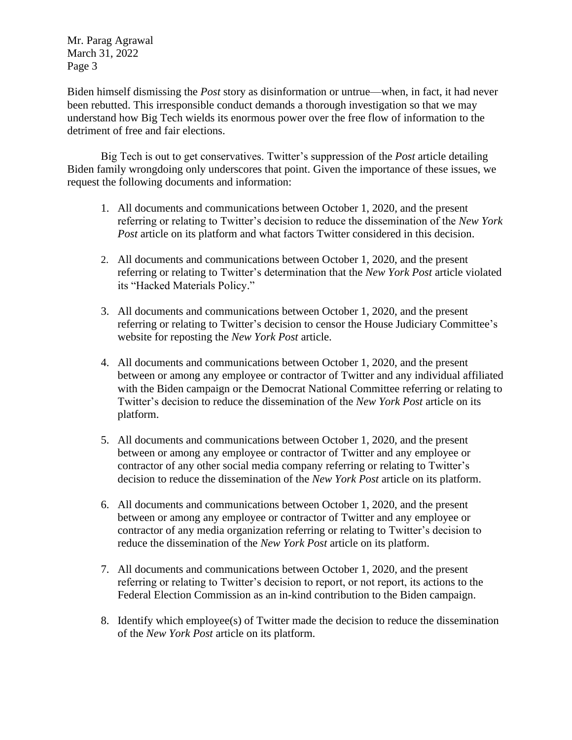Biden himself dismissing the *Post* story as disinformation or untrue—when, in fact, it had never been rebutted. This irresponsible conduct demands a thorough investigation so that we may understand how Big Tech wields its enormous power over the free flow of information to the detriment of free and fair elections.

Big Tech is out to get conservatives. Twitter's suppression of the *Post* article detailing Biden family wrongdoing only underscores that point. Given the importance of these issues, we request the following documents and information:

1. All documents and communications between October 1, 2020, and the present referring or relating to Twitter's decision to reduce the dissemination of the *New York Post* article on its platform and what factors Twitter considered in this decision.

2. All documents and communications between October 1, 2020, and the present referring or relating to Twitter's determination that the *New York Post* article violated its "Hacked Materials Policy."

3. All documents and communications between October 1, 2020, and the present referring or relating to Twitter's decision to censor the House Judiciary Committee's website for reposting the *New York Post* article.

4. All documents and communications between October 1, 2020, and the present between or among any employee or contractor of Twitter and any individual affiliated with the Biden campaign or the Democrat National Committee referring or relating to Twitter's decision to reduce the dissemination of the *New York Post* article on its platform.

5. All documents and communications between October 1, 2020, and the present between or among any employee or contractor of Twitter and any employee or contractor of any other social media company referring or relating to Twitter's decision to reduce the dissemination of the *New York Post* article on its platform.

6. All documents and communications between October 1, 2020, and the present between or among any employee or contractor of Twitter and any employee or contractor of any media organization referring or relating to Twitter's decision to reduce the dissemination of the *New York Post* article on its platform.

7. All documents and communications between October 1, 2020, and the present referring or relating to Twitter's decision to report, or not report, its actions to the Federal Election Commission as an in-kind contribution to the Biden campaign.

8. Identify which employee(s) of Twitter made the decision to reduce the dissemination of the *New York Post* article on its platform.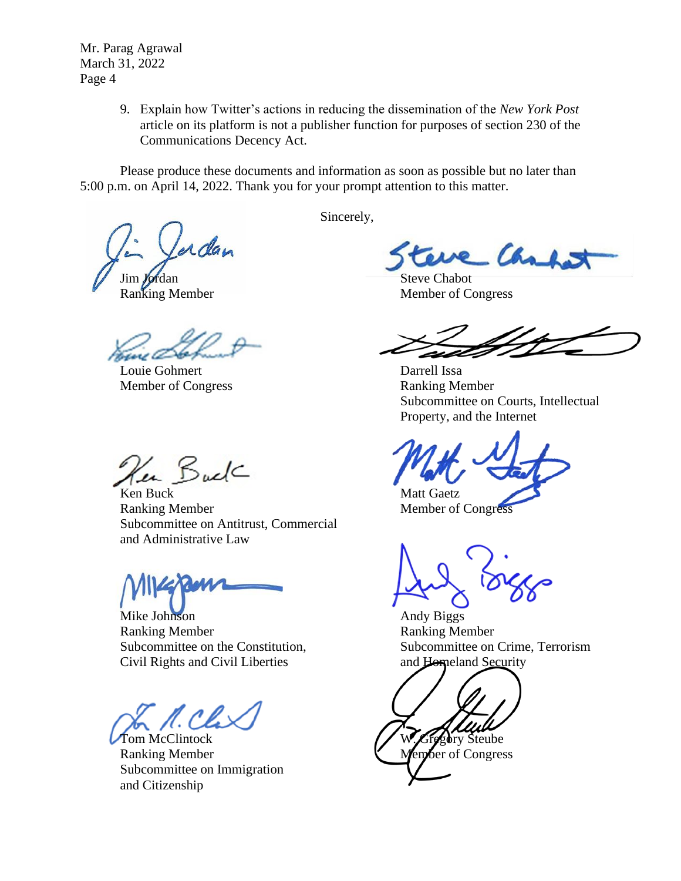Mr. Parag Agrawal
March 31, 2022

9. Explain how Twitter's actions in reducing the dissemination of the *New York Post* article on its platform is not a publisher function for purposes of section 230 of the Communications Decency Act.

Please produce these documents and information as soon as possible but no later than 5:00 p.m. on April 14, 2022. Thank you for your prompt attention to this matter.

Sincerely,

Jim Jordan
Ranking Member

Steve Chabot
Member of Congress

Louie Gohmert
Member of Congress

Darrell Issa
Ranking Member
Subcommittee on Courts, Intellectual Property, and the Internet

Ken Buck
Ranking Member
Subcommittee on Antitrust, Commercial and Administrative Law

Matt Gaetz
Member of Congress

Mike Johnson
Ranking Member
Subcommittee on the Constitution, Civil Rights and Civil Liberties

Andy Biggs
Ranking Member
Subcommittee on Crime, Terrorism and Homeland Security

Tom McClintock
Ranking Member
Subcommittee on Immigration and Citizenship

W. Gregory Steube
Member of Congress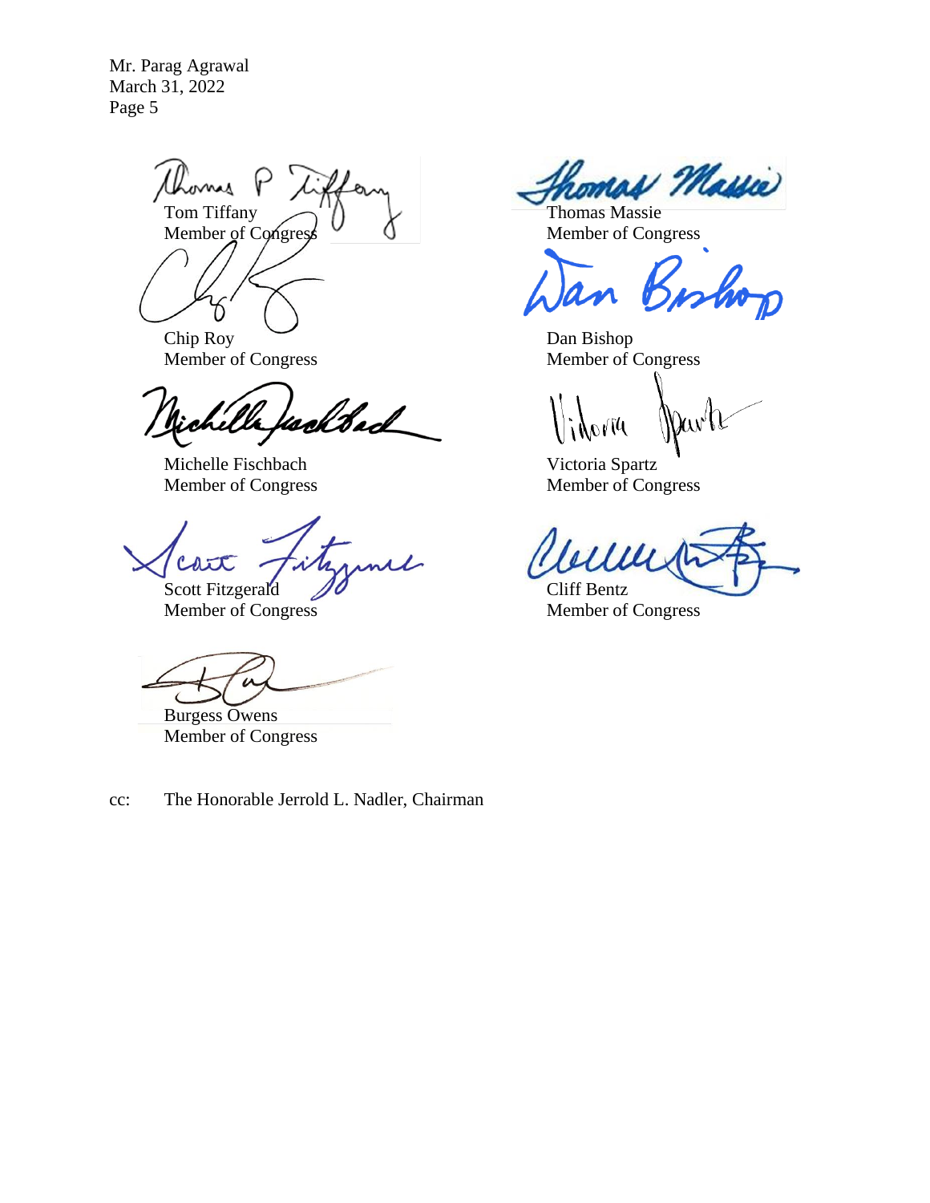Mr. Parag Agrawal
March 31, 2022
Page 5

Tom Tiffany
Member of Congress

Thomas Massie
Member of Congress

Chip Roy
Member of Congress

Dan Bishop
Member of Congress

Michelle Fischbach
Member of Congress

Victoria Spartz
Member of Congress

Scott Fitzgerald
Member of Congress

Cliff Bentz
Member of Congress

Burgess Owens
Member of Congress

cc: The Honorable Jerrold L. Nadler, Chairman